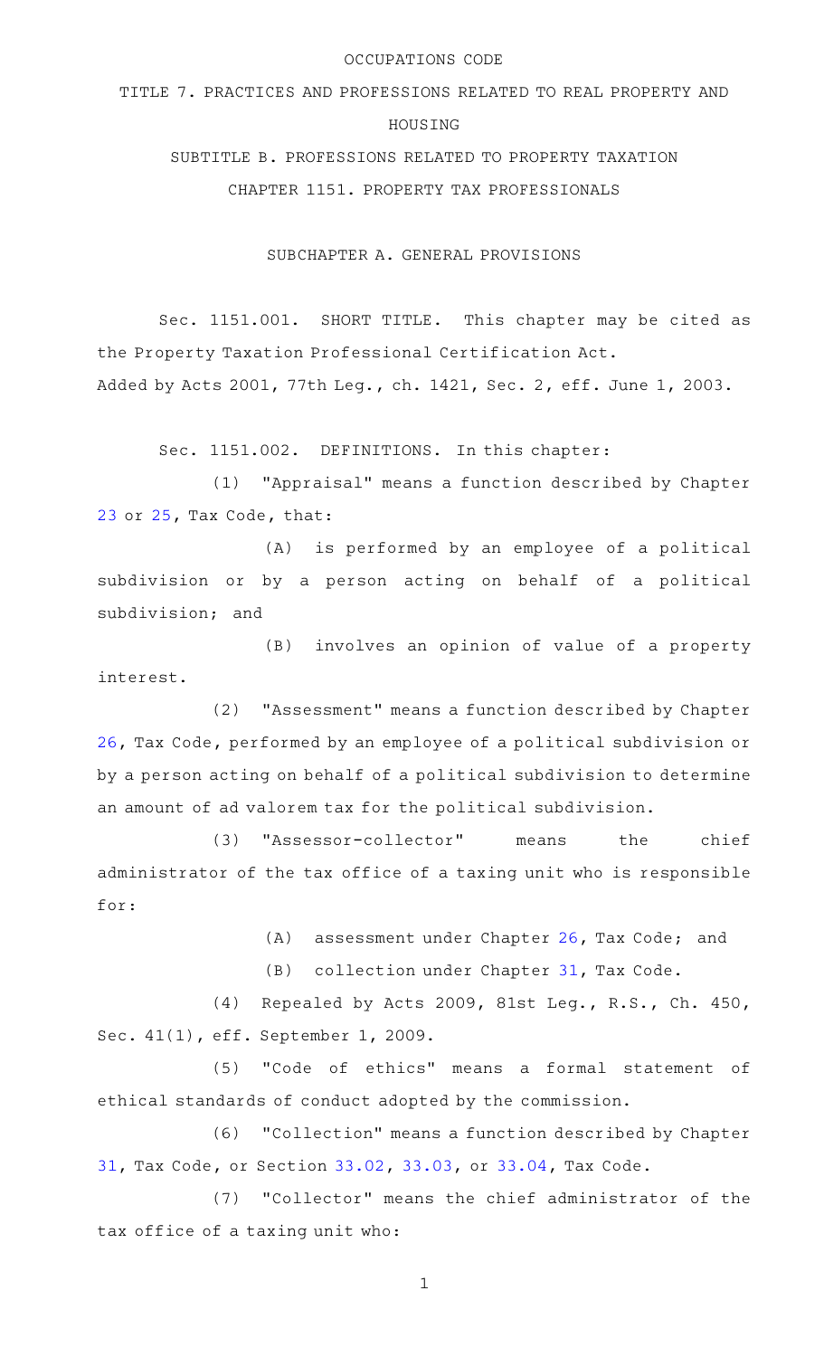OCCUPATIONS CODE

TITLE 7. PRACTICES AND PROFESSIONS RELATED TO REAL PROPERTY AND HOUSING

SUBTITLE B. PROFESSIONS RELATED TO PROPERTY TAXATION

CHAPTER 1151. PROPERTY TAX PROFESSIONALS

SUBCHAPTER A. GENERAL PROVISIONS

Sec. 1151.001. SHORT TITLE. This chapter may be cited as the Property Taxation Professional Certification Act.

Added by Acts 2001, 77th Leg., ch. 1421, Sec. 2, eff. June 1, 2003.

Sec. 1151.002. DEFINITIONS. In this chapter:

(1) "Appraisal" means a function described by Chapter 23 or 25, Tax Code, that:

(A) is performed by an employee of a political subdivision or by a person acting on behalf of a political subdivision; and

(B) involves an opinion of value of a property interest.

(2) "Assessment" means a function described by Chapter 26, Tax Code, performed by an employee of a political subdivision or by a person acting on behalf of a political subdivision to determine an amount of ad valorem tax for the political subdivision.

(3) "Assessor-collector" means the chief administrator of the tax office of a taxing unit who is responsible for:

(A) assessment under Chapter 26, Tax Code; and

(B) collection under Chapter 31, Tax Code.

(4) Repealed by Acts 2009, 81st Leg., R.S., Ch. 450, Sec. 41(1), eff. September 1, 2009.

(5) "Code of ethics" means a formal statement of ethical standards of conduct adopted by the commission.

(6) "Collection" means a function described by Chapter 31, Tax Code, or Section 33.02, 33.03, or 33.04, Tax Code.

(7) "Collector" means the chief administrator of the tax office of a taxing unit who: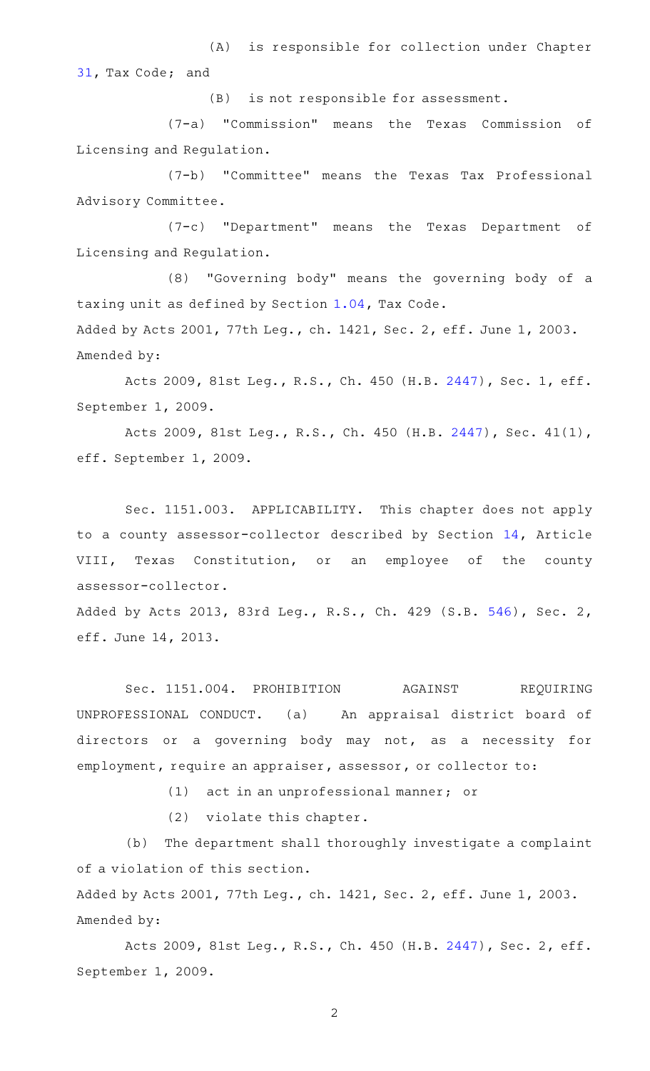(A) is responsible for collection under Chapter 31, Tax Code; and

(B) is not responsible for assessment.

(7-a) "Commission" means the Texas Commission of Licensing and Regulation.

(7-b) "Committee" means the Texas Tax Professional Advisory Committee.

(7-c) "Department" means the Texas Department of Licensing and Regulation.

(8) "Governing body" means the governing body of a taxing unit as defined by Section 1.04, Tax Code.

Added by Acts 2001, 77th Leg., ch. 1421, Sec. 2, eff. June 1, 2003.
Amended by:

Acts 2009, 81st Leg., R.S., Ch. 450 (H.B. 2447), Sec. 1, eff. September 1, 2009.

Acts 2009, 81st Leg., R.S., Ch. 450 (H.B. 2447), Sec. 41(1), eff. September 1, 2009.

Sec. 1151.003. APPLICABILITY. This chapter does not apply to a county assessor-collector described by Section 14, Article VIII, Texas Constitution, or an employee of the county assessor-collector.

Added by Acts 2013, 83rd Leg., R.S., Ch. 429 (S.B. 546), Sec. 2, eff. June 14, 2013.

Sec. 1151.004. PROHIBITION AGAINST REQUIRING UNPROFESSIONAL CONDUCT. (a) An appraisal district board of directors or a governing body may not, as a necessity for employment, require an appraiser, assessor, or collector to:

(1) act in an unprofessional manner; or

(2) violate this chapter.

(b) The department shall thoroughly investigate a complaint of a violation of this section.

Added by Acts 2001, 77th Leg., ch. 1421, Sec. 2, eff. June 1, 2003.
Amended by:

Acts 2009, 81st Leg., R.S., Ch. 450 (H.B. 2447), Sec. 2, eff. September 1, 2009.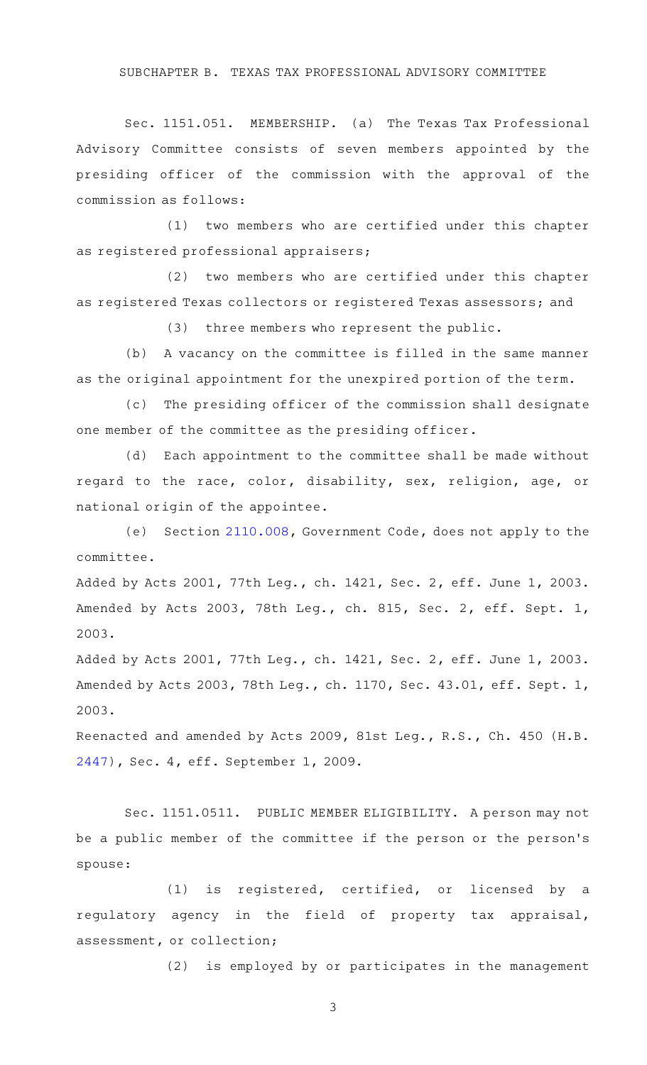SUBCHAPTER B. TEXAS TAX PROFESSIONAL ADVISORY COMMITTEE

Sec. 1151.051. MEMBERSHIP. (a) The Texas Tax Professional Advisory Committee consists of seven members appointed by the presiding officer of the commission with the approval of the commission as follows:

(1) two members who are certified under this chapter as registered professional appraisers;

(2) two members who are certified under this chapter as registered Texas collectors or registered Texas assessors; and

(3) three members who represent the public.

(b) A vacancy on the committee is filled in the same manner as the original appointment for the unexpired portion of the term.

(c) The presiding officer of the commission shall designate one member of the committee as the presiding officer.

(d) Each appointment to the committee shall be made without regard to the race, color, disability, sex, religion, age, or national origin of the appointee.

(e) Section 2110.008, Government Code, does not apply to the committee.

Added by Acts 2001, 77th Leg., ch. 1421, Sec. 2, eff. June 1, 2003. Amended by Acts 2003, 78th Leg., ch. 815, Sec. 2, eff. Sept. 1, 2003.

Added by Acts 2001, 77th Leg., ch. 1421, Sec. 2, eff. June 1, 2003. Amended by Acts 2003, 78th Leg., ch. 1170, Sec. 43.01, eff. Sept. 1, 2003.

Reenacted and amended by Acts 2009, 81st Leg., R.S., Ch. 450 (H.B. 2447), Sec. 4, eff. September 1, 2009.

Sec. 1151.0511. PUBLIC MEMBER ELIGIBILITY. A person may not be a public member of the committee if the person or the person's spouse:

(1) is registered, certified, or licensed by a regulatory agency in the field of property tax appraisal, assessment, or collection;

(2) is employed by or participates in the management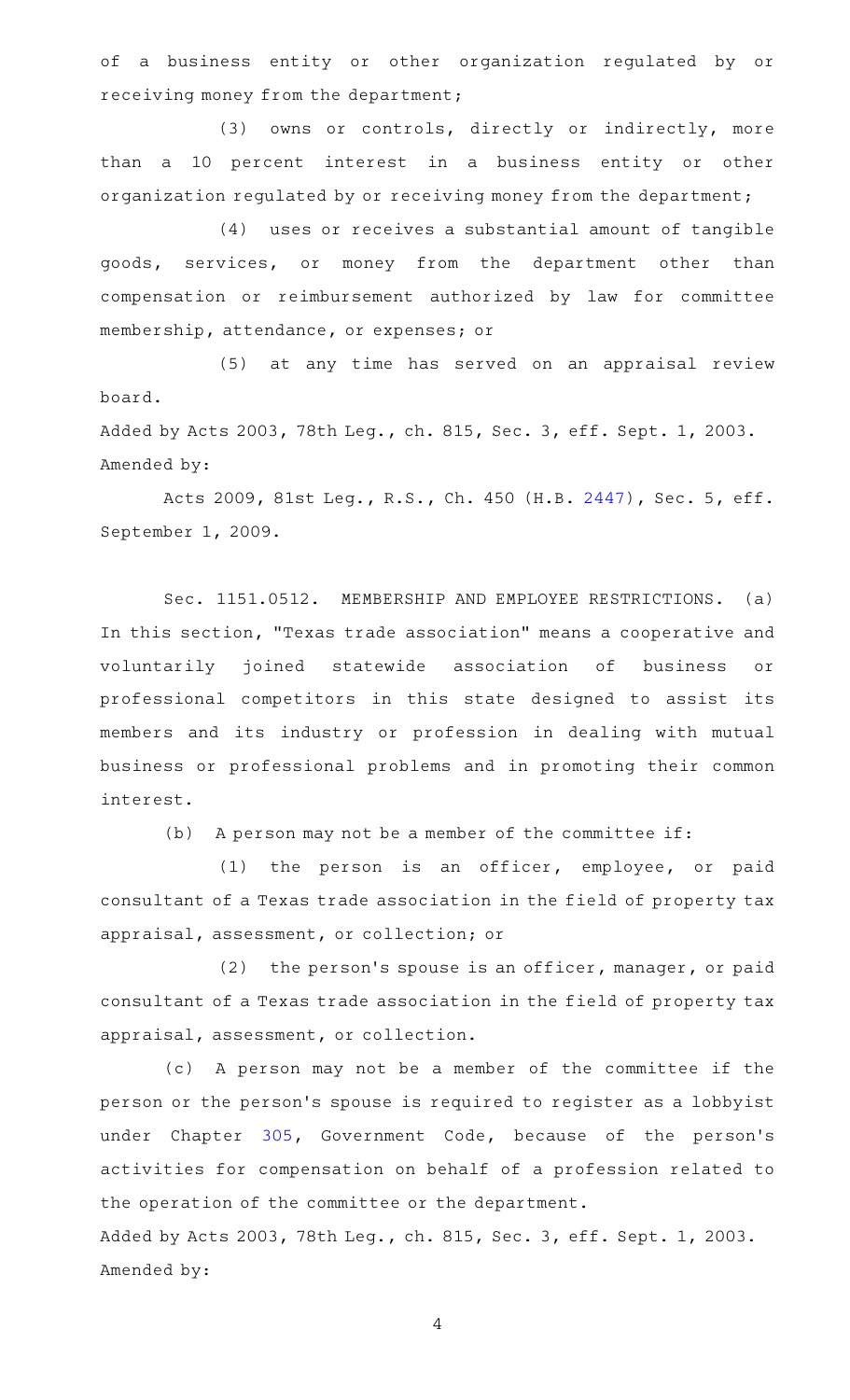of a business entity or other organization regulated by or receiving money from the department;

(3) owns or controls, directly or indirectly, more than a 10 percent interest in a business entity or other organization regulated by or receiving money from the department;

(4) uses or receives a substantial amount of tangible goods, services, or money from the department other than compensation or reimbursement authorized by law for committee membership, attendance, or expenses; or

(5) at any time has served on an appraisal review board.

Added by Acts 2003, 78th Leg., ch. 815, Sec. 3, eff. Sept. 1, 2003.
Amended by:

Acts 2009, 81st Leg., R.S., Ch. 450 (H.B. 2447), Sec. 5, eff. September 1, 2009.

Sec. 1151.0512. MEMBERSHIP AND EMPLOYEE RESTRICTIONS. (a) In this section, "Texas trade association" means a cooperative and voluntarily joined statewide association of business or professional competitors in this state designed to assist its members and its industry or profession in dealing with mutual business or professional problems and in promoting their common interest.

(b) A person may not be a member of the committee if:

(1) the person is an officer, employee, or paid consultant of a Texas trade association in the field of property tax appraisal, assessment, or collection; or

(2) the person's spouse is an officer, manager, or paid consultant of a Texas trade association in the field of property tax appraisal, assessment, or collection.

(c) A person may not be a member of the committee if the person or the person's spouse is required to register as a lobbyist under Chapter 305, Government Code, because of the person's activities for compensation on behalf of a profession related to the operation of the committee or the department.

Added by Acts 2003, 78th Leg., ch. 815, Sec. 3, eff. Sept. 1, 2003.
Amended by: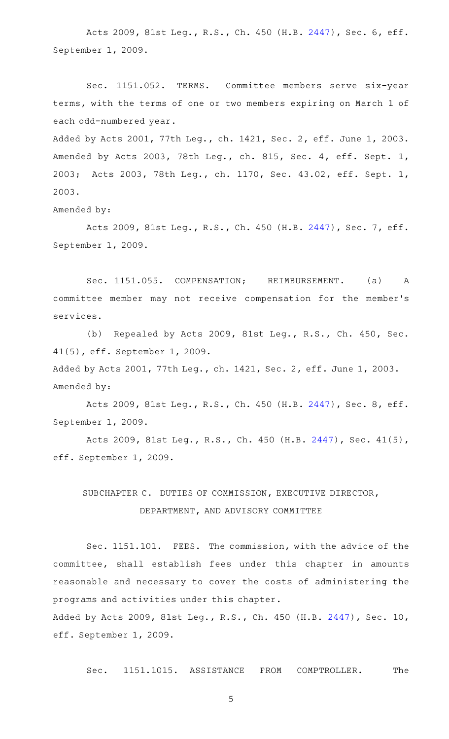Acts 2009, 81st Leg., R.S., Ch. 450 (H.B. 2447), Sec. 6, eff. September 1, 2009.

Sec. 1151.052. TERMS. Committee members serve six-year terms, with the terms of one or two members expiring on March 1 of each odd-numbered year.

Added by Acts 2001, 77th Leg., ch. 1421, Sec. 2, eff. June 1, 2003. Amended by Acts 2003, 78th Leg., ch. 815, Sec. 4, eff. Sept. 1, 2003; Acts 2003, 78th Leg., ch. 1170, Sec. 43.02, eff. Sept. 1, 2003.

Amended by:

Acts 2009, 81st Leg., R.S., Ch. 450 (H.B. 2447), Sec. 7, eff. September 1, 2009.

Sec. 1151.055. COMPENSATION; REIMBURSEMENT. (a) A committee member may not receive compensation for the member's services.

(b) Repealed by Acts 2009, 81st Leg., R.S., Ch. 450, Sec. 41(5), eff. September 1, 2009.

Added by Acts 2001, 77th Leg., ch. 1421, Sec. 2, eff. June 1, 2003.

Amended by:

Acts 2009, 81st Leg., R.S., Ch. 450 (H.B. 2447), Sec. 8, eff. September 1, 2009.

Acts 2009, 81st Leg., R.S., Ch. 450 (H.B. 2447), Sec. 41(5), eff. September 1, 2009.

## SUBCHAPTER C. DUTIES OF COMMISSION, EXECUTIVE DIRECTOR, DEPARTMENT, AND ADVISORY COMMITTEE

Sec. 1151.101. FEES. The commission, with the advice of the committee, shall establish fees under this chapter in amounts reasonable and necessary to cover the costs of administering the programs and activities under this chapter.

Added by Acts 2009, 81st Leg., R.S., Ch. 450 (H.B. 2447), Sec. 10, eff. September 1, 2009.

Sec. 1151.1015. ASSISTANCE FROM COMPTROLLER. The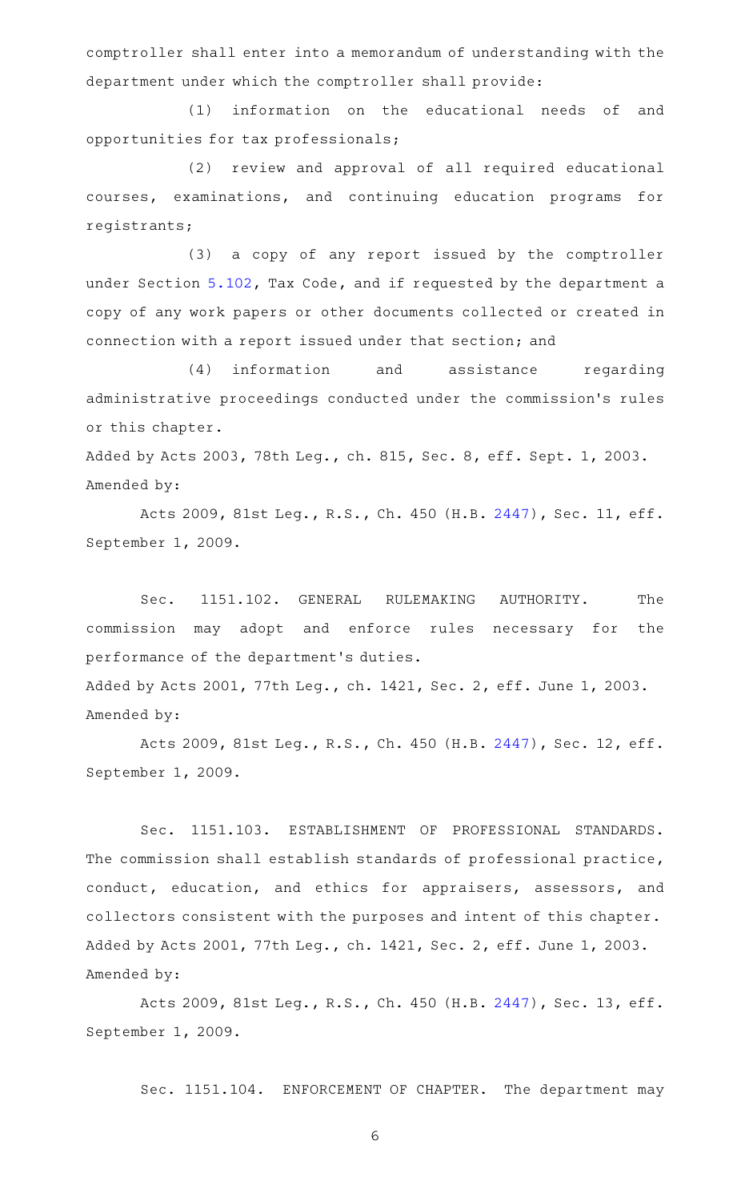comptroller shall enter into a memorandum of understanding with the department under which the comptroller shall provide:

(1) information on the educational needs of and opportunities for tax professionals;

(2) review and approval of all required educational courses, examinations, and continuing education programs for registrants;

(3) a copy of any report issued by the comptroller under Section 5.102, Tax Code, and if requested by the department a copy of any work papers or other documents collected or created in connection with a report issued under that section; and

(4) information and assistance regarding administrative proceedings conducted under the commission's rules or this chapter.

Added by Acts 2003, 78th Leg., ch. 815, Sec. 8, eff. Sept. 1, 2003.
Amended by:

Acts 2009, 81st Leg., R.S., Ch. 450 (H.B. 2447), Sec. 11, eff. September 1, 2009.

Sec. 1151.102. GENERAL RULEMAKING AUTHORITY. The commission may adopt and enforce rules necessary for the performance of the department's duties.

Added by Acts 2001, 77th Leg., ch. 1421, Sec. 2, eff. June 1, 2003.
Amended by:

Acts 2009, 81st Leg., R.S., Ch. 450 (H.B. 2447), Sec. 12, eff. September 1, 2009.

Sec. 1151.103. ESTABLISHMENT OF PROFESSIONAL STANDARDS. The commission shall establish standards of professional practice, conduct, education, and ethics for appraisers, assessors, and collectors consistent with the purposes and intent of this chapter.

Added by Acts 2001, 77th Leg., ch. 1421, Sec. 2, eff. June 1, 2003.
Amended by:

Acts 2009, 81st Leg., R.S., Ch. 450 (H.B. 2447), Sec. 13, eff. September 1, 2009.

Sec. 1151.104. ENFORCEMENT OF CHAPTER. The department may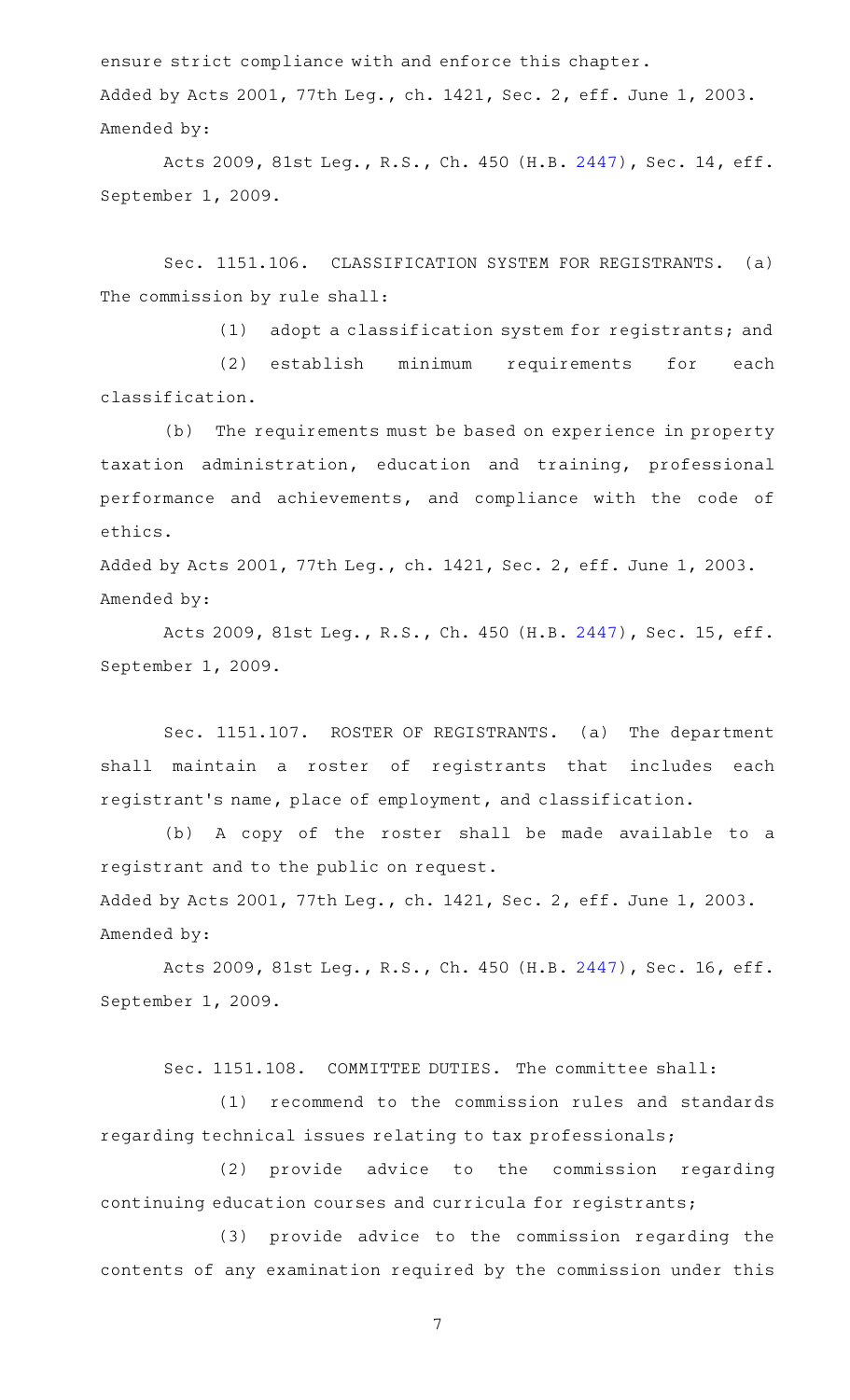ensure strict compliance with and enforce this chapter.
Added by Acts 2001, 77th Leg., ch. 1421, Sec. 2, eff. June 1, 2003.
Amended by:

Acts 2009, 81st Leg., R.S., Ch. 450 (H.B. 2447), Sec. 14, eff. September 1, 2009.

Sec. 1151.106. CLASSIFICATION SYSTEM FOR REGISTRANTS. (a) The commission by rule shall:

(1) adopt a classification system for registrants; and

(2) establish minimum requirements for each classification.

(b) The requirements must be based on experience in property taxation administration, education and training, professional performance and achievements, and compliance with the code of ethics.

Added by Acts 2001, 77th Leg., ch. 1421, Sec. 2, eff. June 1, 2003.
Amended by:

Acts 2009, 81st Leg., R.S., Ch. 450 (H.B. 2447), Sec. 15, eff. September 1, 2009.

Sec. 1151.107. ROSTER OF REGISTRANTS. (a) The department shall maintain a roster of registrants that includes each registrant's name, place of employment, and classification.

(b) A copy of the roster shall be made available to a registrant and to the public on request.

Added by Acts 2001, 77th Leg., ch. 1421, Sec. 2, eff. June 1, 2003.
Amended by:

Acts 2009, 81st Leg., R.S., Ch. 450 (H.B. 2447), Sec. 16, eff. September 1, 2009.

Sec. 1151.108. COMMITTEE DUTIES. The committee shall:

(1) recommend to the commission rules and standards regarding technical issues relating to tax professionals;

(2) provide advice to the commission regarding continuing education courses and curricula for registrants;

(3) provide advice to the commission regarding the contents of any examination required by the commission under this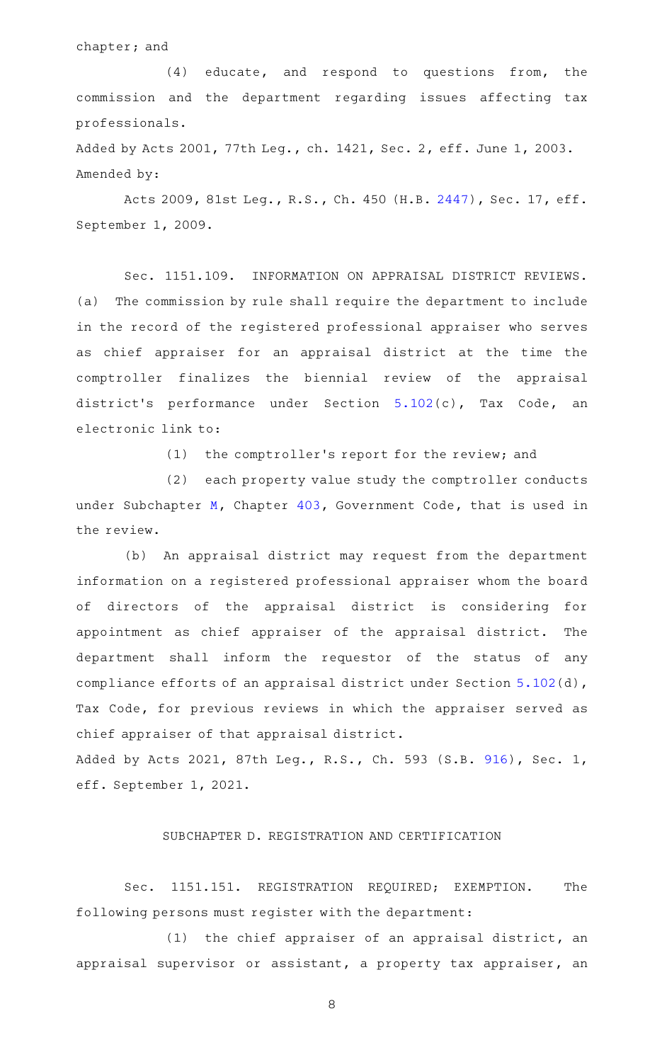chapter; and

(4) educate, and respond to questions from, the commission and the department regarding issues affecting tax professionals.

Added by Acts 2001, 77th Leg., ch. 1421, Sec. 2, eff. June 1, 2003.
Amended by:

Acts 2009, 81st Leg., R.S., Ch. 450 (H.B. 2447), Sec. 17, eff. September 1, 2009.

Sec. 1151.109. INFORMATION ON APPRAISAL DISTRICT REVIEWS. (a) The commission by rule shall require the department to include in the record of the registered professional appraiser who serves as chief appraiser for an appraisal district at the time the comptroller finalizes the biennial review of the appraisal district's performance under Section 5.102(c), Tax Code, an electronic link to:

(1) the comptroller's report for the review; and

(2) each property value study the comptroller conducts under Subchapter M, Chapter 403, Government Code, that is used in the review.

(b) An appraisal district may request from the department information on a registered professional appraiser whom the board of directors of the appraisal district is considering for appointment as chief appraiser of the appraisal district. The department shall inform the requestor of the status of any compliance efforts of an appraisal district under Section 5.102(d), Tax Code, for previous reviews in which the appraiser served as chief appraiser of that appraisal district.

Added by Acts 2021, 87th Leg., R.S., Ch. 593 (S.B. 916), Sec. 1, eff. September 1, 2021.

## SUBCHAPTER D. REGISTRATION AND CERTIFICATION

Sec. 1151.151. REGISTRATION REQUIRED; EXEMPTION. The following persons must register with the department:

(1) the chief appraiser of an appraisal district, an appraisal supervisor or assistant, a property tax appraiser, an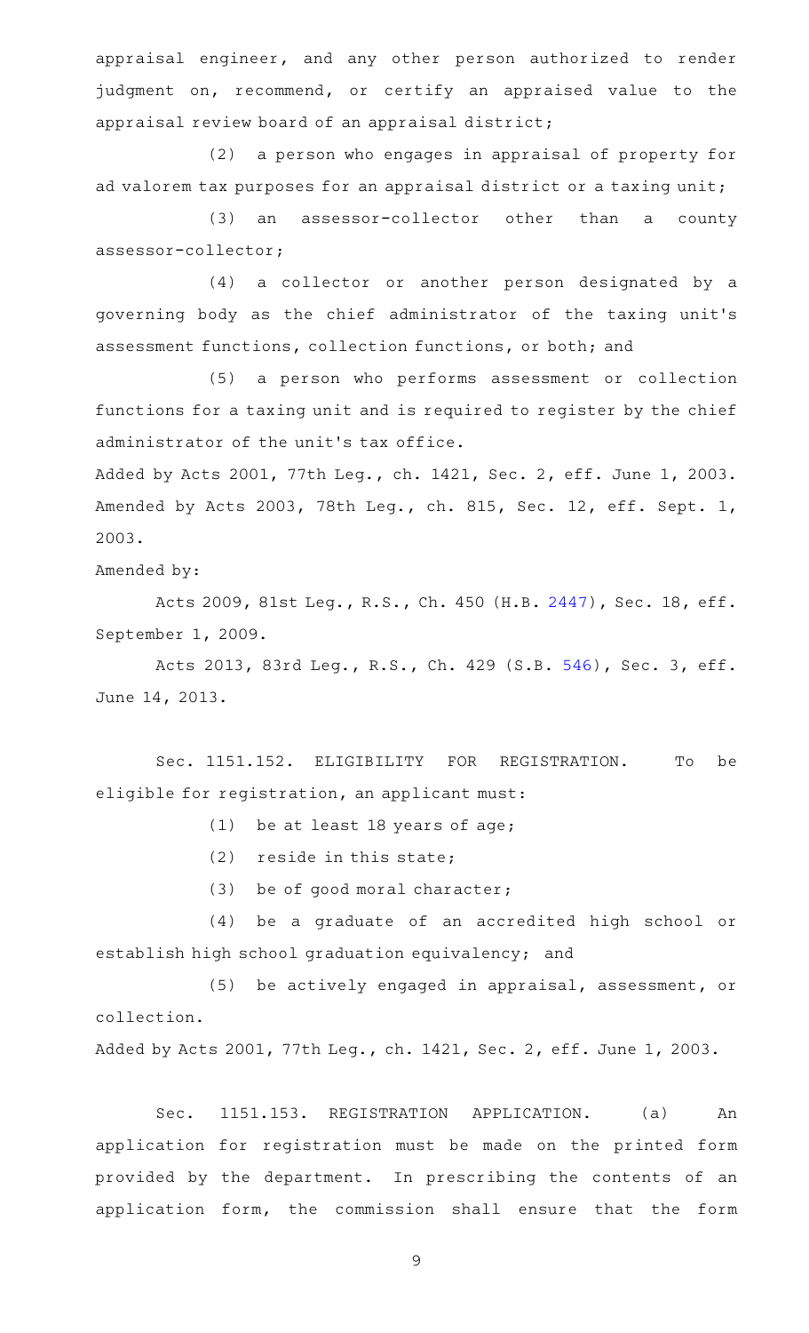appraisal engineer, and any other person authorized to render judgment on, recommend, or certify an appraised value to the appraisal review board of an appraisal district;

(2) a person who engages in appraisal of property for ad valorem tax purposes for an appraisal district or a taxing unit;

(3) an assessor-collector other than a county assessor-collector;

(4) a collector or another person designated by a governing body as the chief administrator of the taxing unit's assessment functions, collection functions, or both; and

(5) a person who performs assessment or collection functions for a taxing unit and is required to register by the chief administrator of the unit's tax office.

Added by Acts 2001, 77th Leg., ch. 1421, Sec. 2, eff. June 1, 2003. Amended by Acts 2003, 78th Leg., ch. 815, Sec. 12, eff. Sept. 1, 2003.

Amended by:

Acts 2009, 81st Leg., R.S., Ch. 450 (H.B. 2447), Sec. 18, eff. September 1, 2009.

Acts 2013, 83rd Leg., R.S., Ch. 429 (S.B. 546), Sec. 3, eff. June 14, 2013.

Sec. 1151.152. ELIGIBILITY FOR REGISTRATION. To be eligible for registration, an applicant must:

(1) be at least 18 years of age;

(2) reside in this state;

(3) be of good moral character;

(4) be a graduate of an accredited high school or establish high school graduation equivalency; and

(5) be actively engaged in appraisal, assessment, or collection.

Added by Acts 2001, 77th Leg., ch. 1421, Sec. 2, eff. June 1, 2003.

Sec. 1151.153. REGISTRATION APPLICATION. (a) An application for registration must be made on the printed form provided by the department. In prescribing the contents of an application form, the commission shall ensure that the form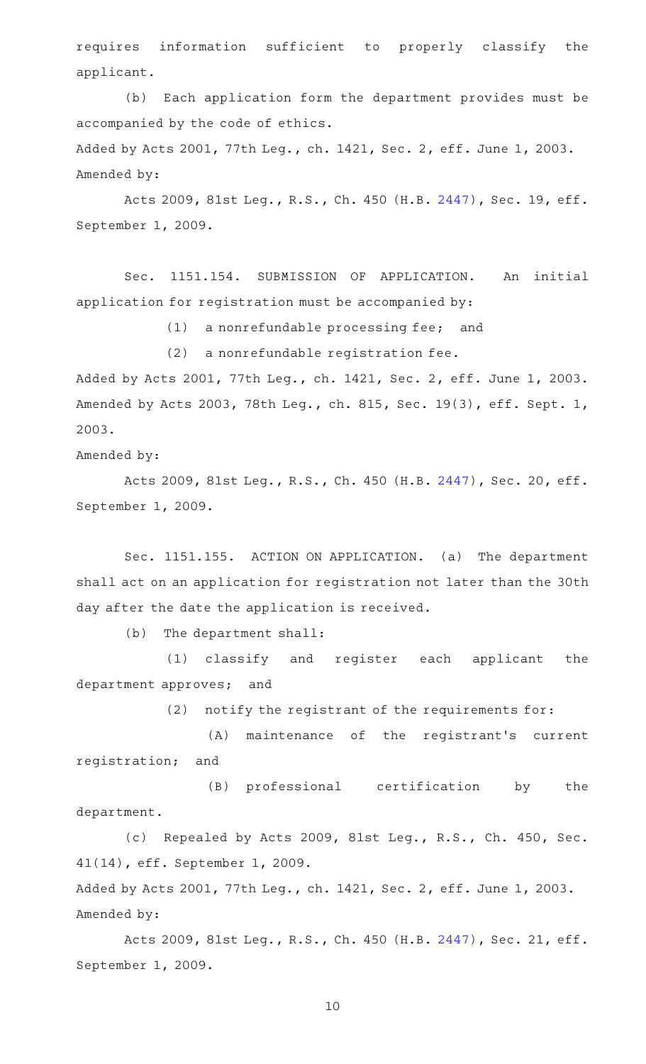requires information sufficient to properly classify the applicant.

(b) Each application form the department provides must be accompanied by the code of ethics.

Added by Acts 2001, 77th Leg., ch. 1421, Sec. 2, eff. June 1, 2003.

Amended by:

Acts 2009, 81st Leg., R.S., Ch. 450 (H.B. 2447), Sec. 19, eff. September 1, 2009.

Sec. 1151.154. SUBMISSION OF APPLICATION. An initial application for registration must be accompanied by:

(1) a nonrefundable processing fee; and

(2) a nonrefundable registration fee.

Added by Acts 2001, 77th Leg., ch. 1421, Sec. 2, eff. June 1, 2003. Amended by Acts 2003, 78th Leg., ch. 815, Sec. 19(3), eff. Sept. 1, 2003.

Amended by:

Acts 2009, 81st Leg., R.S., Ch. 450 (H.B. 2447), Sec. 20, eff. September 1, 2009.

Sec. 1151.155. ACTION ON APPLICATION. (a) The department shall act on an application for registration not later than the 30th day after the date the application is received.

(b) The department shall:

(1) classify and register each applicant the department approves; and

(2) notify the registrant of the requirements for:

(A) maintenance of the registrant's current registration; and

(B) professional certification by the department.

(c) Repealed by Acts 2009, 81st Leg., R.S., Ch. 450, Sec. 41(14), eff. September 1, 2009.

Added by Acts 2001, 77th Leg., ch. 1421, Sec. 2, eff. June 1, 2003.

Amended by:

Acts 2009, 81st Leg., R.S., Ch. 450 (H.B. 2447), Sec. 21, eff. September 1, 2009.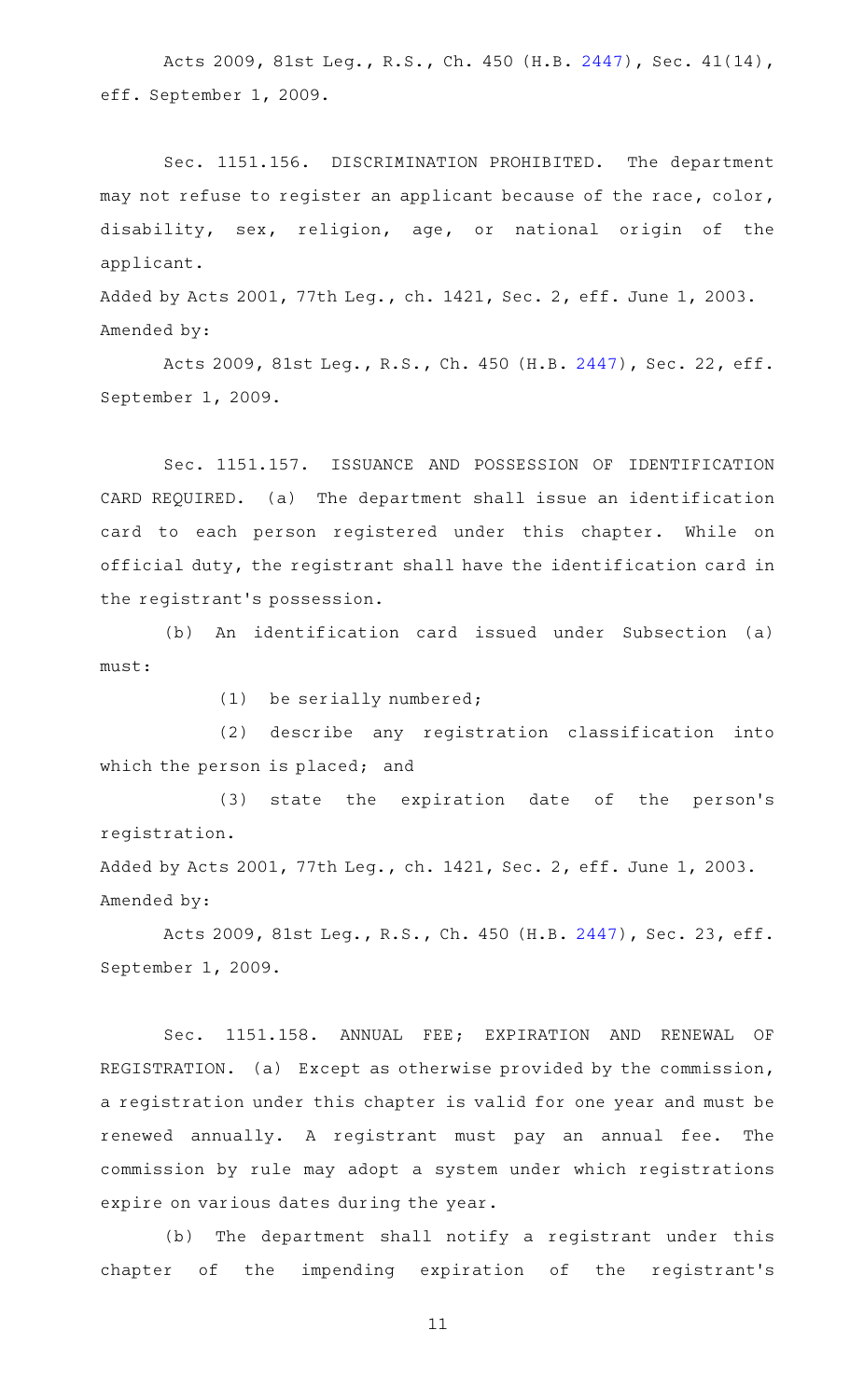Acts 2009, 81st Leg., R.S., Ch. 450 (H.B. 2447), Sec. 41(14), eff. September 1, 2009.

Sec. 1151.156. DISCRIMINATION PROHIBITED. The department may not refuse to register an applicant because of the race, color, disability, sex, religion, age, or national origin of the applicant.

Added by Acts 2001, 77th Leg., ch. 1421, Sec. 2, eff. June 1, 2003.
Amended by:

Acts 2009, 81st Leg., R.S., Ch. 450 (H.B. 2447), Sec. 22, eff. September 1, 2009.

Sec. 1151.157. ISSUANCE AND POSSESSION OF IDENTIFICATION CARD REQUIRED. (a) The department shall issue an identification card to each person registered under this chapter. While on official duty, the registrant shall have the identification card in the registrant's possession.

(b) An identification card issued under Subsection (a) must:

(1) be serially numbered;

(2) describe any registration classification into which the person is placed; and

(3) state the expiration date of the person's registration.

Added by Acts 2001, 77th Leg., ch. 1421, Sec. 2, eff. June 1, 2003.
Amended by:

Acts 2009, 81st Leg., R.S., Ch. 450 (H.B. 2447), Sec. 23, eff. September 1, 2009.

Sec. 1151.158. ANNUAL FEE; EXPIRATION AND RENEWAL OF REGISTRATION. (a) Except as otherwise provided by the commission, a registration under this chapter is valid for one year and must be renewed annually. A registrant must pay an annual fee. The commission by rule may adopt a system under which registrations expire on various dates during the year.

(b) The department shall notify a registrant under this chapter of the impending expiration of the registrant's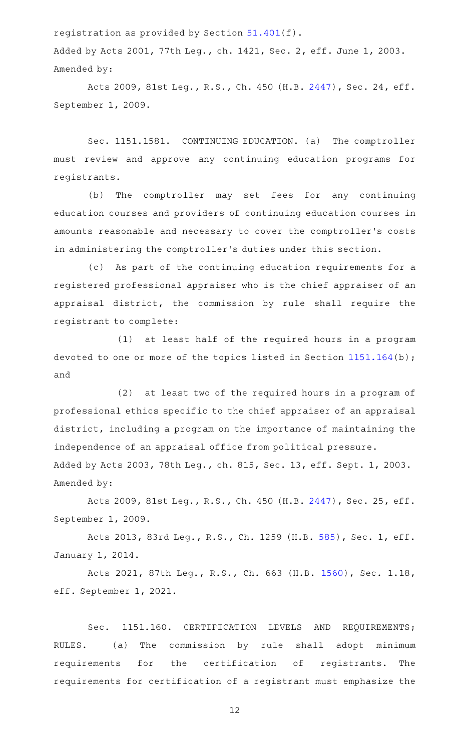registration as provided by Section 51.401(f).

Added by Acts 2001, 77th Leg., ch. 1421, Sec. 2, eff. June 1, 2003.

Amended by:

Acts 2009, 81st Leg., R.S., Ch. 450 (H.B. 2447), Sec. 24, eff. September 1, 2009.

Sec. 1151.1581. CONTINUING EDUCATION. (a) The comptroller must review and approve any continuing education programs for registrants.

(b) The comptroller may set fees for any continuing education courses and providers of continuing education courses in amounts reasonable and necessary to cover the comptroller's costs in administering the comptroller's duties under this section.

(c) As part of the continuing education requirements for a registered professional appraiser who is the chief appraiser of an appraisal district, the commission by rule shall require the registrant to complete:

(1) at least half of the required hours in a program devoted to one or more of the topics listed in Section 1151.164(b); and

(2) at least two of the required hours in a program of professional ethics specific to the chief appraiser of an appraisal district, including a program on the importance of maintaining the independence of an appraisal office from political pressure.

Added by Acts 2003, 78th Leg., ch. 815, Sec. 13, eff. Sept. 1, 2003.

Amended by:

Acts 2009, 81st Leg., R.S., Ch. 450 (H.B. 2447), Sec. 25, eff. September 1, 2009.

Acts 2013, 83rd Leg., R.S., Ch. 1259 (H.B. 585), Sec. 1, eff. January 1, 2014.

Acts 2021, 87th Leg., R.S., Ch. 663 (H.B. 1560), Sec. 1.18, eff. September 1, 2021.

Sec. 1151.160. CERTIFICATION LEVELS AND REQUIREMENTS; RULES. (a) The commission by rule shall adopt minimum requirements for the certification of registrants. The requirements for certification of a registrant must emphasize the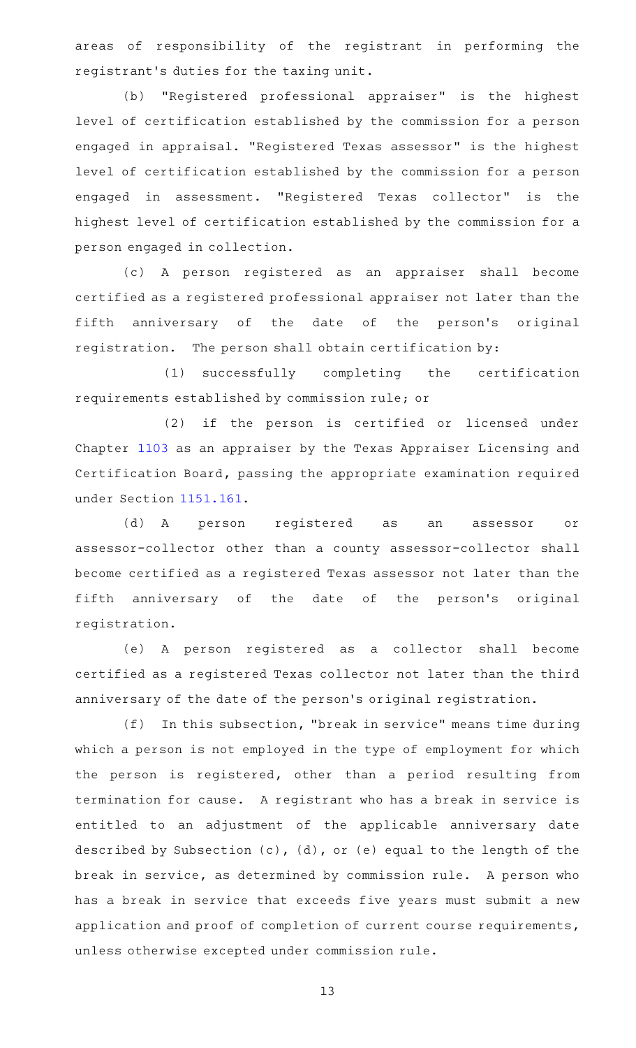areas of responsibility of the registrant in performing the registrant's duties for the taxing unit.

(b) "Registered professional appraiser" is the highest level of certification established by the commission for a person engaged in appraisal. "Registered Texas assessor" is the highest level of certification established by the commission for a person engaged in assessment. "Registered Texas collector" is the highest level of certification established by the commission for a person engaged in collection.

(c) A person registered as an appraiser shall become certified as a registered professional appraiser not later than the fifth anniversary of the date of the person's original registration. The person shall obtain certification by:

(1) successfully completing the certification requirements established by commission rule; or

(2) if the person is certified or licensed under Chapter 1103 as an appraiser by the Texas Appraiser Licensing and Certification Board, passing the appropriate examination required under Section 1151.161.

(d) A person registered as an assessor or assessor-collector other than a county assessor-collector shall become certified as a registered Texas assessor not later than the fifth anniversary of the date of the person's original registration.

(e) A person registered as a collector shall become certified as a registered Texas collector not later than the third anniversary of the date of the person's original registration.

(f) In this subsection, "break in service" means time during which a person is not employed in the type of employment for which the person is registered, other than a period resulting from termination for cause. A registrant who has a break in service is entitled to an adjustment of the applicable anniversary date described by Subsection (c), (d), or (e) equal to the length of the break in service, as determined by commission rule. A person who has a break in service that exceeds five years must submit a new application and proof of completion of current course requirements, unless otherwise excepted under commission rule.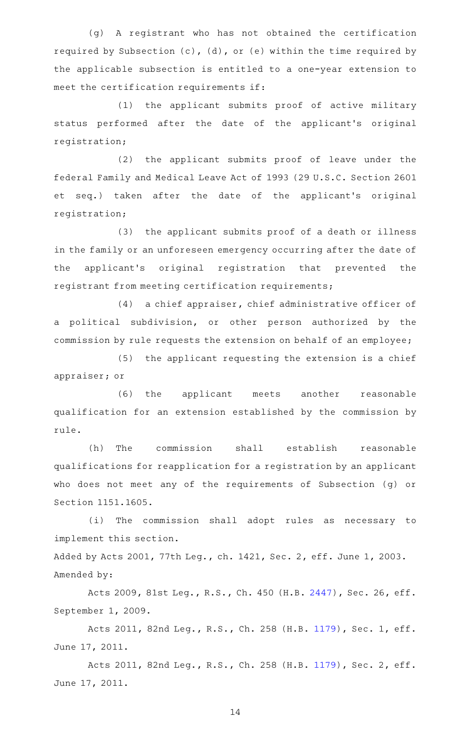(g) A registrant who has not obtained the certification required by Subsection (c), (d), or (e) within the time required by the applicable subsection is entitled to a one-year extension to meet the certification requirements if:

(1) the applicant submits proof of active military status performed after the date of the applicant's original registration;

(2) the applicant submits proof of leave under the federal Family and Medical Leave Act of 1993 (29 U.S.C. Section 2601 et seq.) taken after the date of the applicant's original registration;

(3) the applicant submits proof of a death or illness in the family or an unforeseen emergency occurring after the date of the applicant's original registration that prevented the registrant from meeting certification requirements;

(4) a chief appraiser, chief administrative officer of a political subdivision, or other person authorized by the commission by rule requests the extension on behalf of an employee;

(5) the applicant requesting the extension is a chief appraiser; or

(6) the applicant meets another reasonable qualification for an extension established by the commission by rule.

(h) The commission shall establish reasonable qualifications for reapplication for a registration by an applicant who does not meet any of the requirements of Subsection (g) or Section 1151.1605.

(i) The commission shall adopt rules as necessary to implement this section.

Added by Acts 2001, 77th Leg., ch. 1421, Sec. 2, eff. June 1, 2003.
Amended by:

Acts 2009, 81st Leg., R.S., Ch. 450 (H.B. 2447), Sec. 26, eff. September 1, 2009.

Acts 2011, 82nd Leg., R.S., Ch. 258 (H.B. 1179), Sec. 1, eff. June 17, 2011.

Acts 2011, 82nd Leg., R.S., Ch. 258 (H.B. 1179), Sec. 2, eff. June 17, 2011.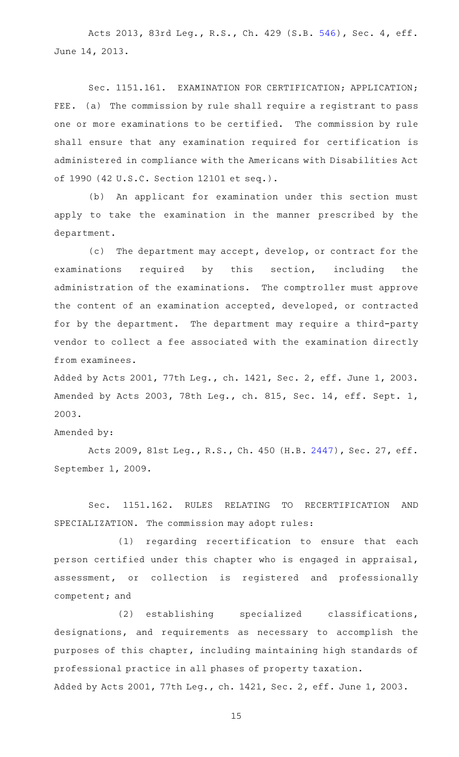Acts 2013, 83rd Leg., R.S., Ch. 429 (S.B. 546), Sec. 4, eff. June 14, 2013.

Sec. 1151.161. EXAMINATION FOR CERTIFICATION; APPLICATION; FEE. (a) The commission by rule shall require a registrant to pass one or more examinations to be certified. The commission by rule shall ensure that any examination required for certification is administered in compliance with the Americans with Disabilities Act of 1990 (42 U.S.C. Section 12101 et seq.).

(b) An applicant for examination under this section must apply to take the examination in the manner prescribed by the department.

(c) The department may accept, develop, or contract for the examinations required by this section, including the administration of the examinations. The comptroller must approve the content of an examination accepted, developed, or contracted for by the department. The department may require a third-party vendor to collect a fee associated with the examination directly from examinees.

Added by Acts 2001, 77th Leg., ch. 1421, Sec. 2, eff. June 1, 2003. Amended by Acts 2003, 78th Leg., ch. 815, Sec. 14, eff. Sept. 1, 2003.

Amended by:

Acts 2009, 81st Leg., R.S., Ch. 450 (H.B. 2447), Sec. 27, eff. September 1, 2009.

Sec. 1151.162. RULES RELATING TO RECERTIFICATION AND SPECIALIZATION. The commission may adopt rules:

(1) regarding recertification to ensure that each person certified under this chapter who is engaged in appraisal, assessment, or collection is registered and professionally competent; and

(2) establishing specialized classifications, designations, and requirements as necessary to accomplish the purposes of this chapter, including maintaining high standards of professional practice in all phases of property taxation.

Added by Acts 2001, 77th Leg., ch. 1421, Sec. 2, eff. June 1, 2003.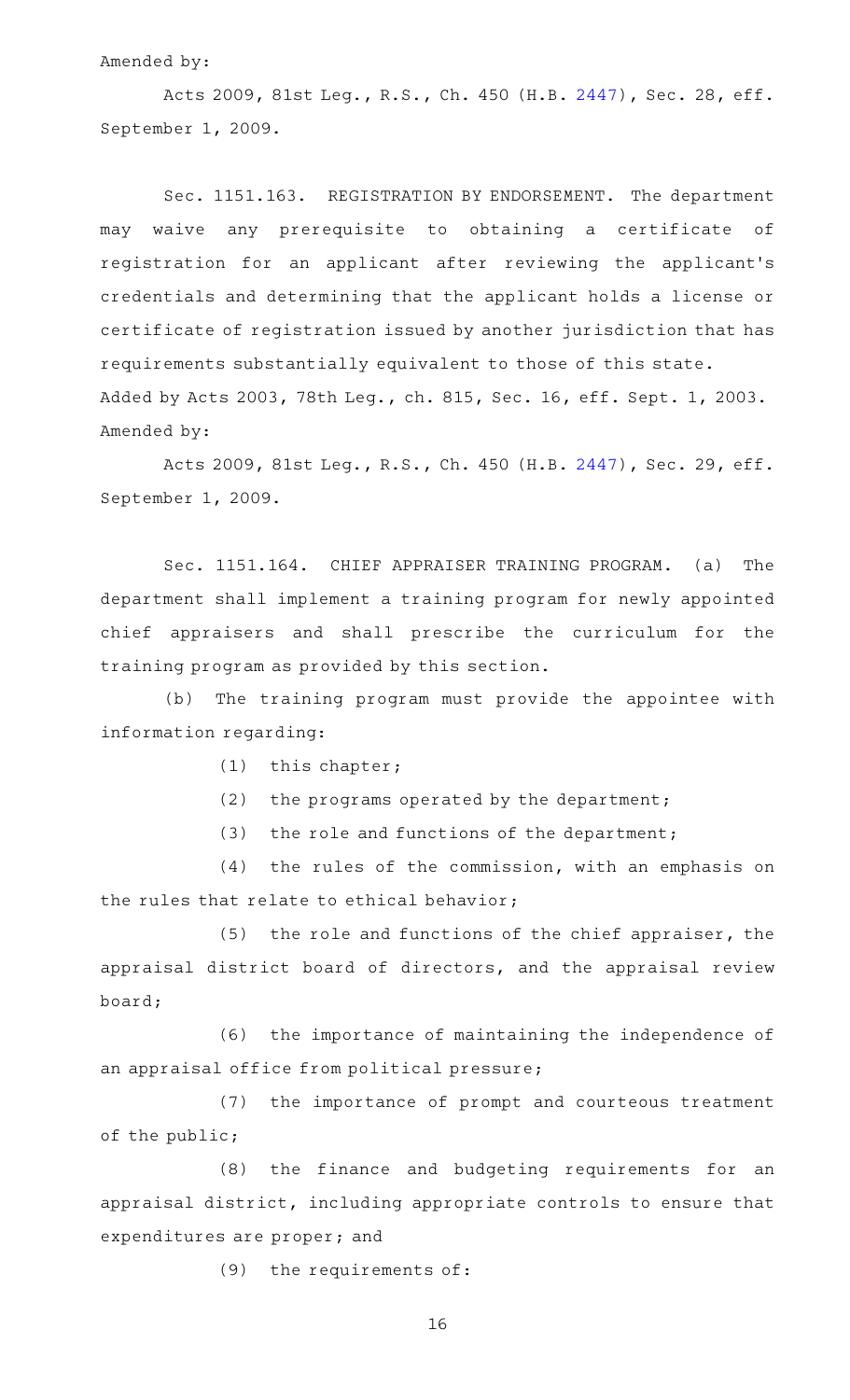Amended by:

Acts 2009, 81st Leg., R.S., Ch. 450 (H.B. 2447), Sec. 28, eff. September 1, 2009.

Sec. 1151.163. REGISTRATION BY ENDORSEMENT. The department may waive any prerequisite to obtaining a certificate of registration for an applicant after reviewing the applicant's credentials and determining that the applicant holds a license or certificate of registration issued by another jurisdiction that has requirements substantially equivalent to those of this state.

Added by Acts 2003, 78th Leg., ch. 815, Sec. 16, eff. Sept. 1, 2003.

Amended by:

Acts 2009, 81st Leg., R.S., Ch. 450 (H.B. 2447), Sec. 29, eff. September 1, 2009.

Sec. 1151.164. CHIEF APPRAISER TRAINING PROGRAM. (a) The department shall implement a training program for newly appointed chief appraisers and shall prescribe the curriculum for the training program as provided by this section.

(b) The training program must provide the appointee with information regarding:

(1) this chapter;

(2) the programs operated by the department;

(3) the role and functions of the department;

(4) the rules of the commission, with an emphasis on the rules that relate to ethical behavior;

(5) the role and functions of the chief appraiser, the appraisal district board of directors, and the appraisal review board;

(6) the importance of maintaining the independence of an appraisal office from political pressure;

(7) the importance of prompt and courteous treatment of the public;

(8) the finance and budgeting requirements for an appraisal district, including appropriate controls to ensure that expenditures are proper; and

(9) the requirements of: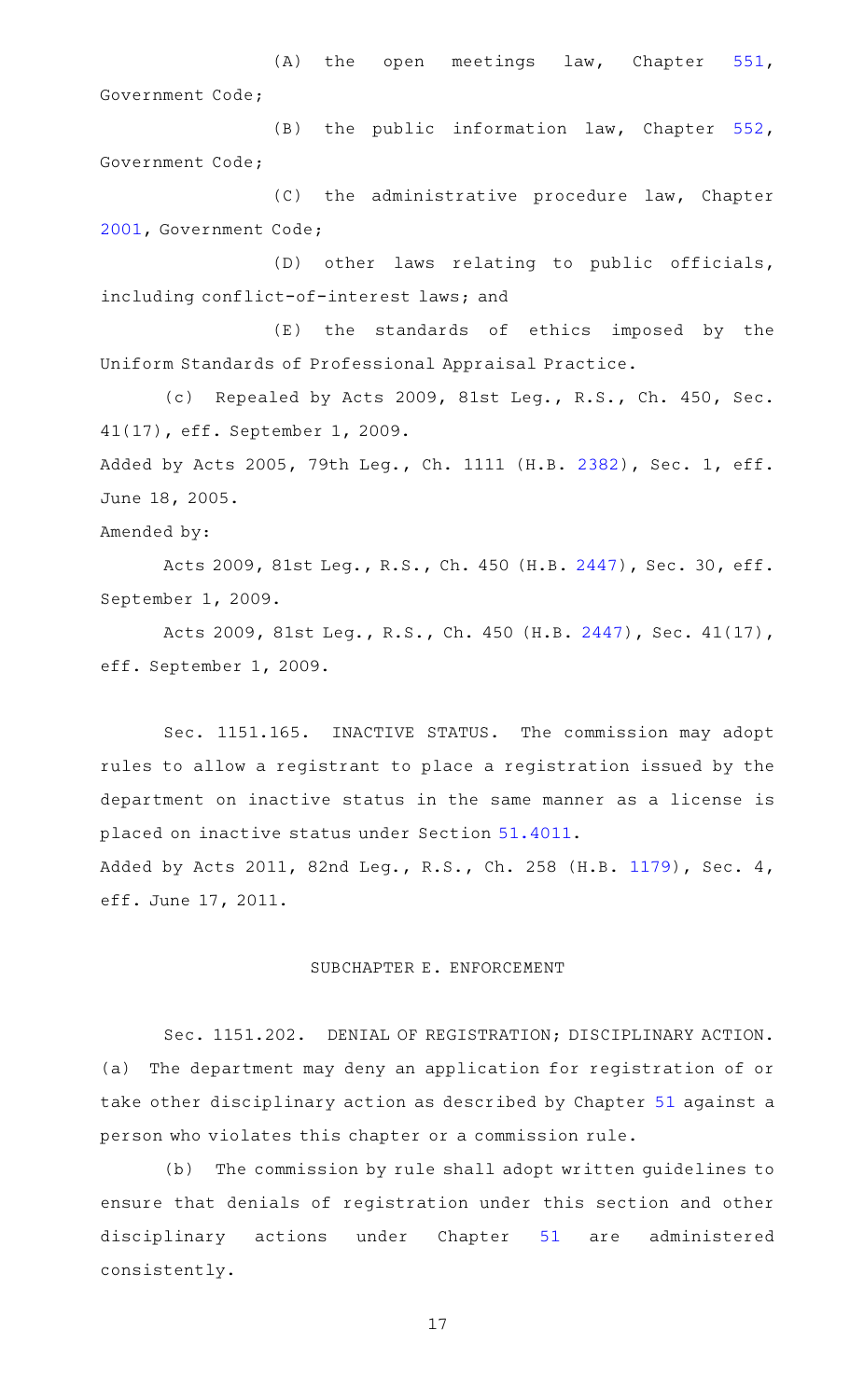(A) the open meetings law, Chapter 551, Government Code;

(B) the public information law, Chapter 552, Government Code;

(C) the administrative procedure law, Chapter 2001, Government Code;

(D) other laws relating to public officials, including conflict-of-interest laws; and

(E) the standards of ethics imposed by the Uniform Standards of Professional Appraisal Practice.

(c) Repealed by Acts 2009, 81st Leg., R.S., Ch. 450, Sec. 41(17), eff. September 1, 2009.

Added by Acts 2005, 79th Leg., Ch. 1111 (H.B. 2382), Sec. 1, eff. June 18, 2005.

Amended by:

Acts 2009, 81st Leg., R.S., Ch. 450 (H.B. 2447), Sec. 30, eff. September 1, 2009.

Acts 2009, 81st Leg., R.S., Ch. 450 (H.B. 2447), Sec. 41(17), eff. September 1, 2009.

Sec. 1151.165. INACTIVE STATUS. The commission may adopt rules to allow a registrant to place a registration issued by the department on inactive status in the same manner as a license is placed on inactive status under Section 51.4011.

Added by Acts 2011, 82nd Leg., R.S., Ch. 258 (H.B. 1179), Sec. 4, eff. June 17, 2011.

## SUBCHAPTER E. ENFORCEMENT

Sec. 1151.202. DENIAL OF REGISTRATION; DISCIPLINARY ACTION. (a) The department may deny an application for registration of or take other disciplinary action as described by Chapter 51 against a person who violates this chapter or a commission rule.

(b) The commission by rule shall adopt written guidelines to ensure that denials of registration under this section and other disciplinary actions under Chapter 51 are administered consistently.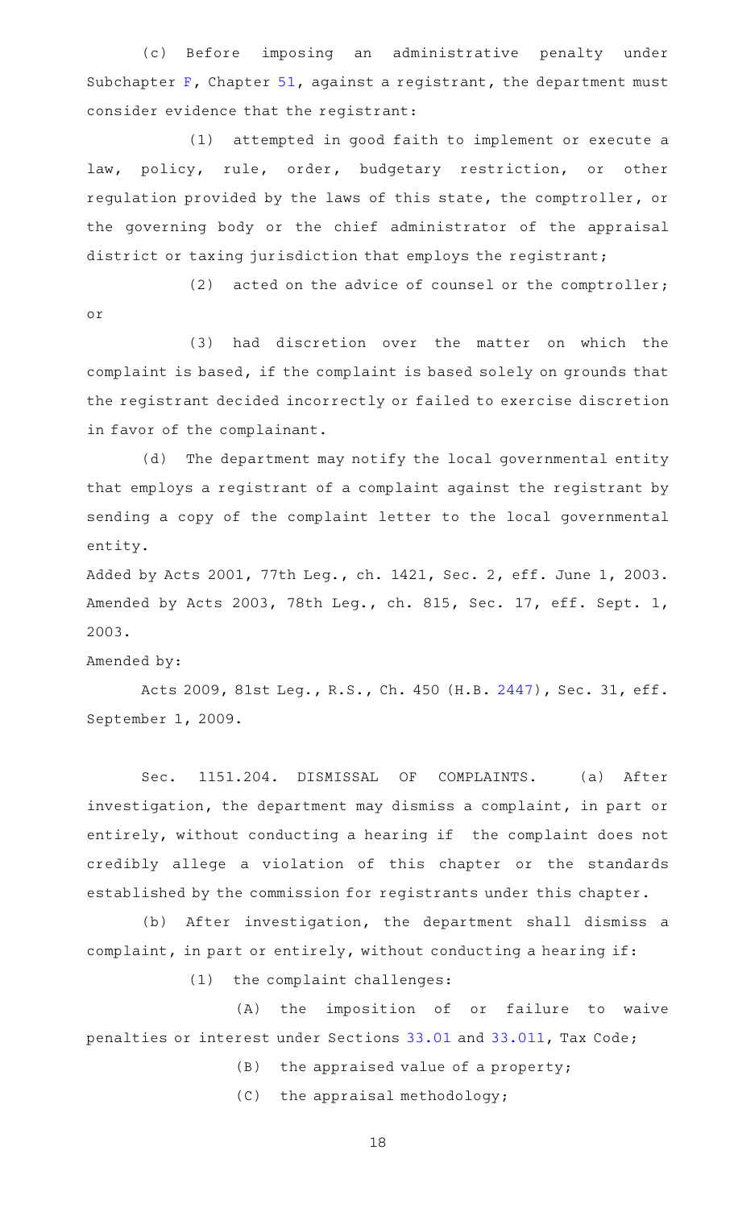(c) Before imposing an administrative penalty under Subchapter F, Chapter 51, against a registrant, the department must consider evidence that the registrant:

(1) attempted in good faith to implement or execute a law, policy, rule, order, budgetary restriction, or other regulation provided by the laws of this state, the comptroller, or the governing body or the chief administrator of the appraisal district or taxing jurisdiction that employs the registrant;

(2) acted on the advice of counsel or the comptroller; or

(3) had discretion over the matter on which the complaint is based, if the complaint is based solely on grounds that the registrant decided incorrectly or failed to exercise discretion in favor of the complainant.

(d) The department may notify the local governmental entity that employs a registrant of a complaint against the registrant by sending a copy of the complaint letter to the local governmental entity.

Added by Acts 2001, 77th Leg., ch. 1421, Sec. 2, eff. June 1, 2003. Amended by Acts 2003, 78th Leg., ch. 815, Sec. 17, eff. Sept. 1, 2003.

Amended by:

Acts 2009, 81st Leg., R.S., Ch. 450 (H.B. 2447), Sec. 31, eff. September 1, 2009.

Sec. 1151.204. DISMISSAL OF COMPLAINTS. (a) After investigation, the department may dismiss a complaint, in part or entirely, without conducting a hearing if the complaint does not credibly allege a violation of this chapter or the standards established by the commission for registrants under this chapter.

(b) After investigation, the department shall dismiss a complaint, in part or entirely, without conducting a hearing if:

(1) the complaint challenges:

(A) the imposition of or failure to waive penalties or interest under Sections 33.01 and 33.011, Tax Code;

(B) the appraised value of a property;

(C) the appraisal methodology;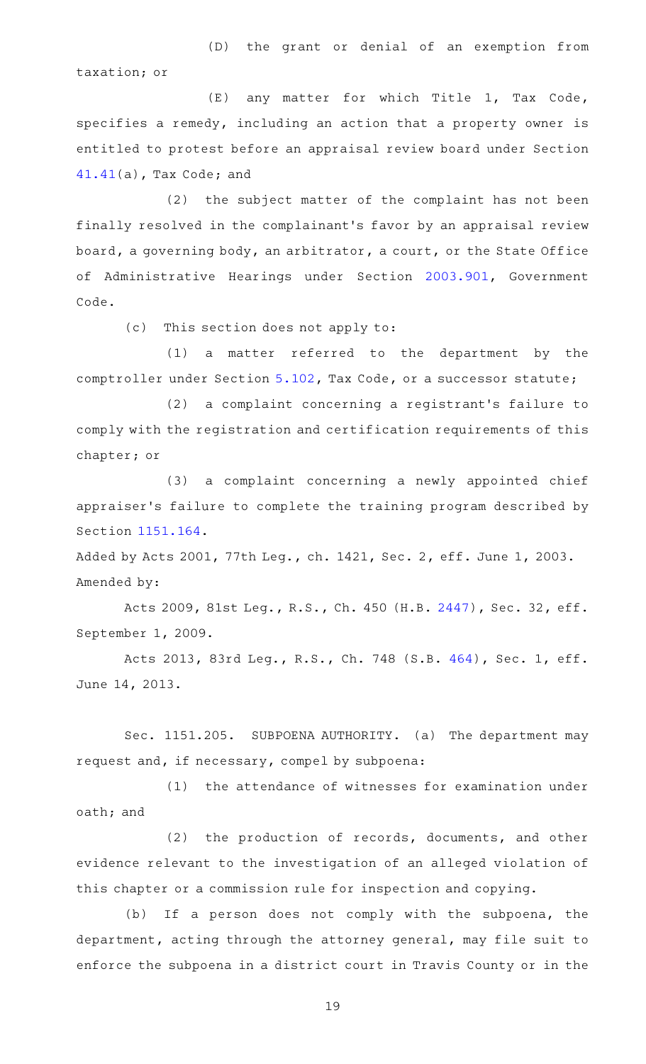(D) the grant or denial of an exemption from taxation; or

(E) any matter for which Title 1, Tax Code, specifies a remedy, including an action that a property owner is entitled to protest before an appraisal review board under Section 41.41(a), Tax Code; and

(2) the subject matter of the complaint has not been finally resolved in the complainant's favor by an appraisal review board, a governing body, an arbitrator, a court, or the State Office of Administrative Hearings under Section 2003.901, Government Code.

(c) This section does not apply to:

(1) a matter referred to the department by the comptroller under Section 5.102, Tax Code, or a successor statute;

(2) a complaint concerning a registrant's failure to comply with the registration and certification requirements of this chapter; or

(3) a complaint concerning a newly appointed chief appraiser's failure to complete the training program described by Section 1151.164.

Added by Acts 2001, 77th Leg., ch. 1421, Sec. 2, eff. June 1, 2003.
Amended by:

Acts 2009, 81st Leg., R.S., Ch. 450 (H.B. 2447), Sec. 32, eff. September 1, 2009.

Acts 2013, 83rd Leg., R.S., Ch. 748 (S.B. 464), Sec. 1, eff. June 14, 2013.

Sec. 1151.205. SUBPOENA AUTHORITY. (a) The department may request and, if necessary, compel by subpoena:

(1) the attendance of witnesses for examination under oath; and

(2) the production of records, documents, and other evidence relevant to the investigation of an alleged violation of this chapter or a commission rule for inspection and copying.

(b) If a person does not comply with the subpoena, the department, acting through the attorney general, may file suit to enforce the subpoena in a district court in Travis County or in the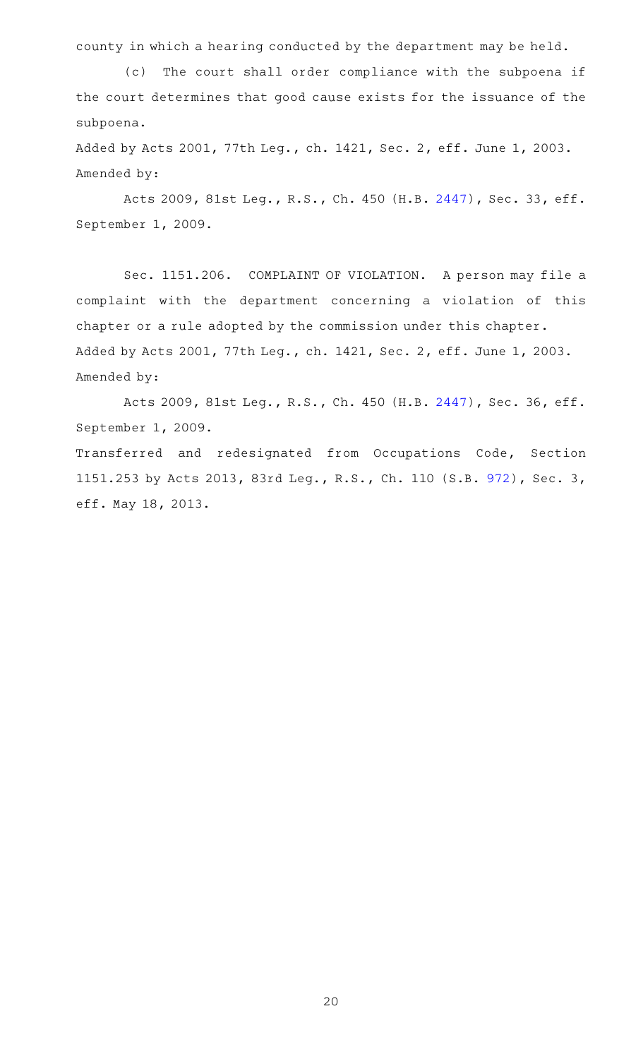county in which a hearing conducted by the department may be held.

(c) The court shall order compliance with the subpoena if the court determines that good cause exists for the issuance of the subpoena.

Added by Acts 2001, 77th Leg., ch. 1421, Sec. 2, eff. June 1, 2003.
Amended by:

Acts 2009, 81st Leg., R.S., Ch. 450 (H.B. 2447), Sec. 33, eff. September 1, 2009.

Sec. 1151.206. COMPLAINT OF VIOLATION. A person may file a complaint with the department concerning a violation of this chapter or a rule adopted by the commission under this chapter.

Added by Acts 2001, 77th Leg., ch. 1421, Sec. 2, eff. June 1, 2003.
Amended by:

Acts 2009, 81st Leg., R.S., Ch. 450 (H.B. 2447), Sec. 36, eff. September 1, 2009.

Transferred and redesignated from Occupations Code, Section 1151.253 by Acts 2013, 83rd Leg., R.S., Ch. 110 (S.B. 972), Sec. 3, eff. May 18, 2013.